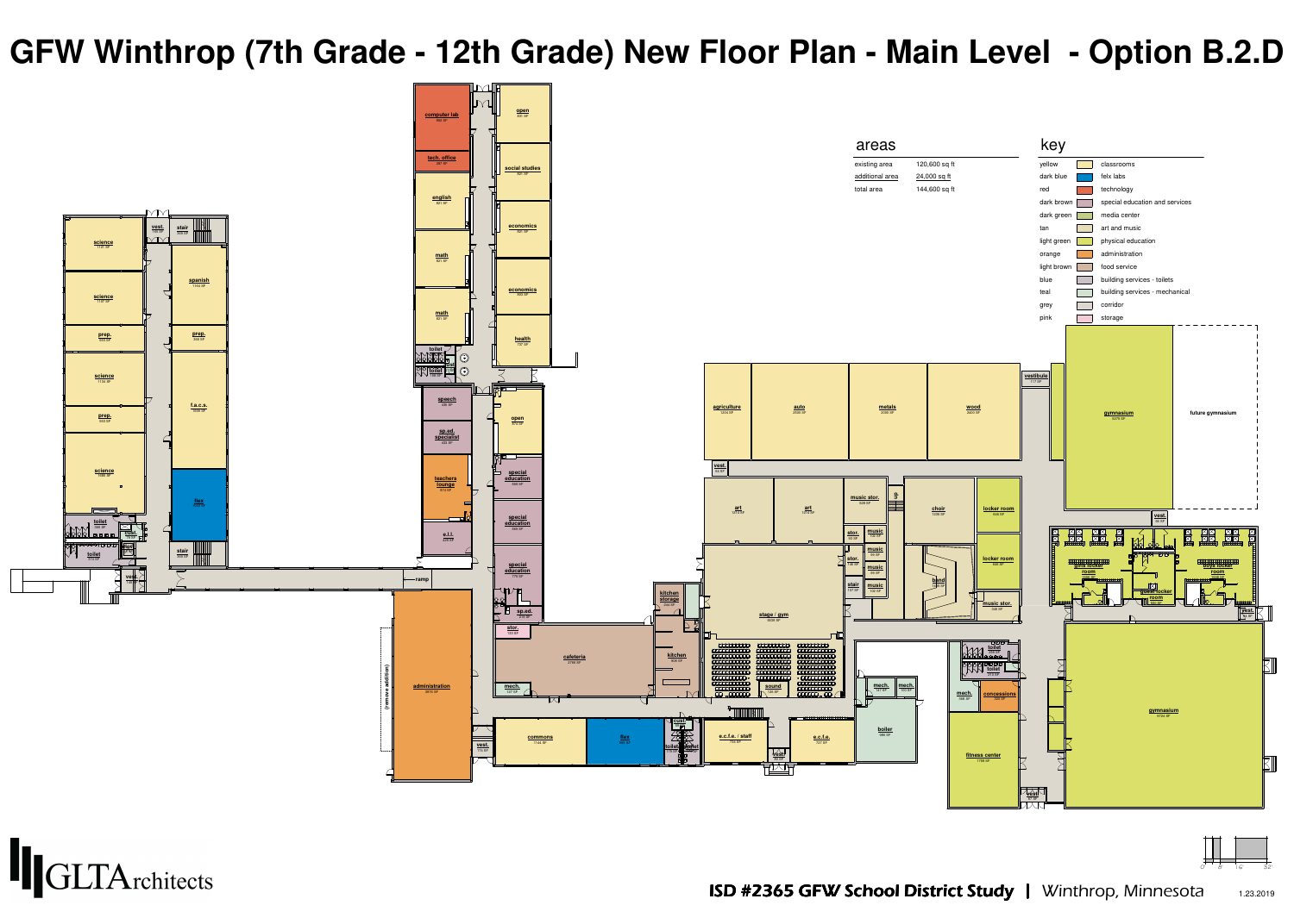# GFW Winthrop (7th Grade - 12th Grade) New Floor Plan - Main Level - Option B.2.D

## areas

| | |
|---|---|
| existing area | 120,600 sq ft |
| additional area | 24,000 sq ft |
| total area | 144,600 sq ft |

## key

| | |
|---|---|
| yellow | classrooms |
| dark blue | felx labs |
| red | technology |
| dark brown | special education and services |
| dark green | media center |
| tan | art and music |
| light green | physical education |
| orange | administration |
| light brown | food service |
| blue | building services - toilets |
| teal | building services - mechanical |
| grey | corridor |
| pink | storage |

computer lab, tech. office, open, social studies, english, math, economics, math, economics, health, toilet, speech, sp.ed. specialist, open, teachers lounge, special education, special education, e.l.l., special education, sp.ed., stor., science, vest., stair, science, spanish, prep., prep., science, f.a.c.s., prep., science, flex, toilet, toilet, stair, vest., ramp, administration, (remove addition), vest., cafeteria, mech., kitchen storage, kitchen, commons, flex, toilet, toilet, cust., agriculture, auto, metals, wood, vestibule, gymnasium, future gymnasium, vest., art, art, music stor., choir, locker room, vest., stor., music, music, stor., music, locker room, stair, music, band, music stor., girls locker room, boys locker room, locker room, vest., stage / gym, sound, mech., mech., e.c.f.e. / staff, vest., e.c.f.e., boiler, toilet, toilet, mech., concessions, fitness center, gymnasium, vest.

GLTArchitects

ISD #2365 GFW School District Study | Winthrop, Minnesota

1.23.2019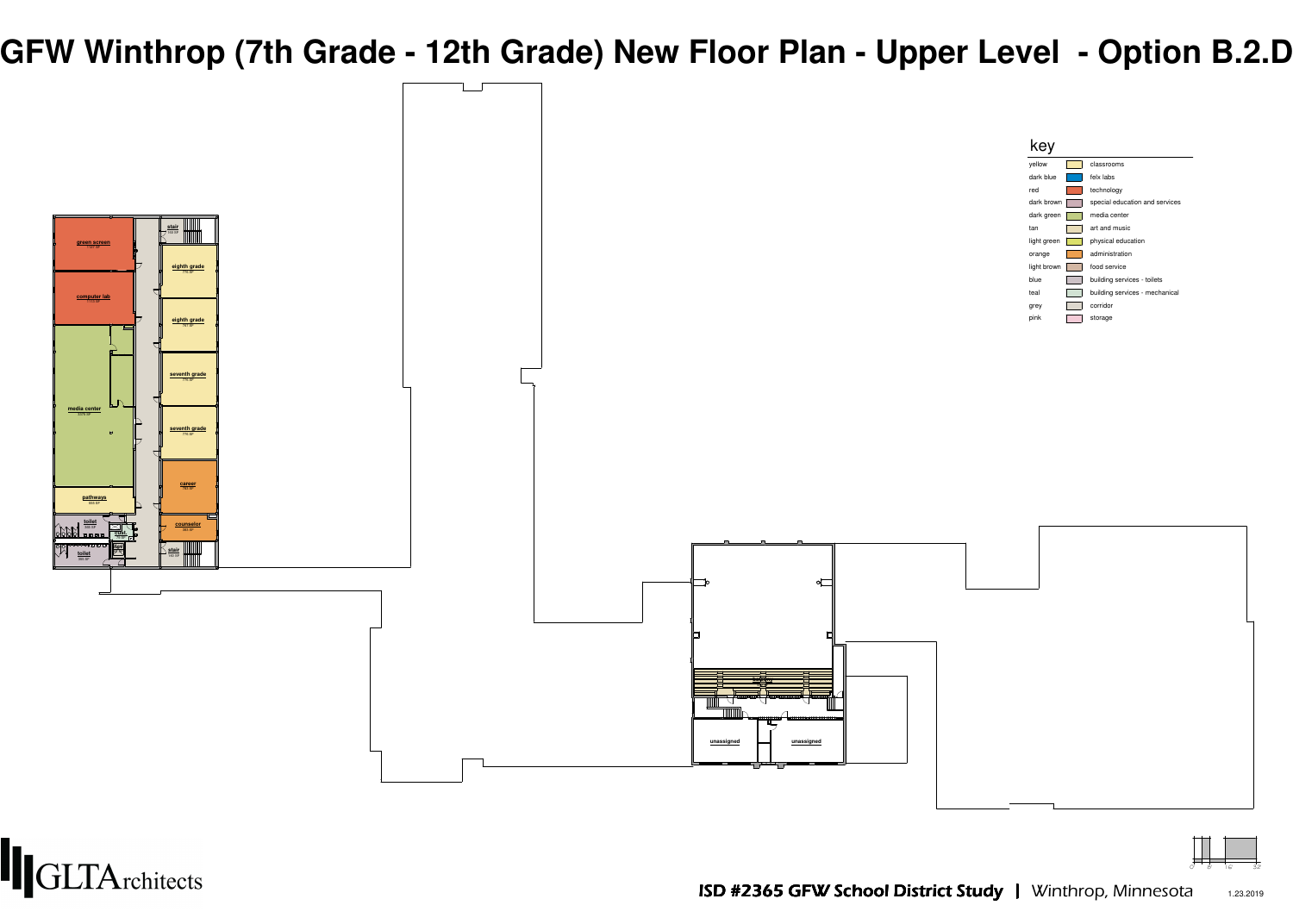# GFW Winthrop (7th Grade - 12th Grade) New Floor Plan - Upper Level - Option B.2.D

green screen

computer lab

media center

pathways

toilet

cust.

toilet

stair

eighth grade

eighth grade

seventh grade

seventh grade

career

counselor

stair

unassigned

unassigned

## key

| | | |
|---|---|---|
| yellow | | classrooms |
| dark blue | | felx labs |
| red | | technology |
| dark brown | | special education and services |
| dark green | | media center |
| tan | | art and music |
| light green | | physical education |
| orange | | administration |
| light brown | | food service |
| blue | | building services - toilets |
| teal | | building services - mechanical |
| grey | | corridor |
| pink | | storage |

0 8 16 32

GLTArchitects

ISD #2365 GFW School District Study | Winthrop, Minnesota

1.23.2019